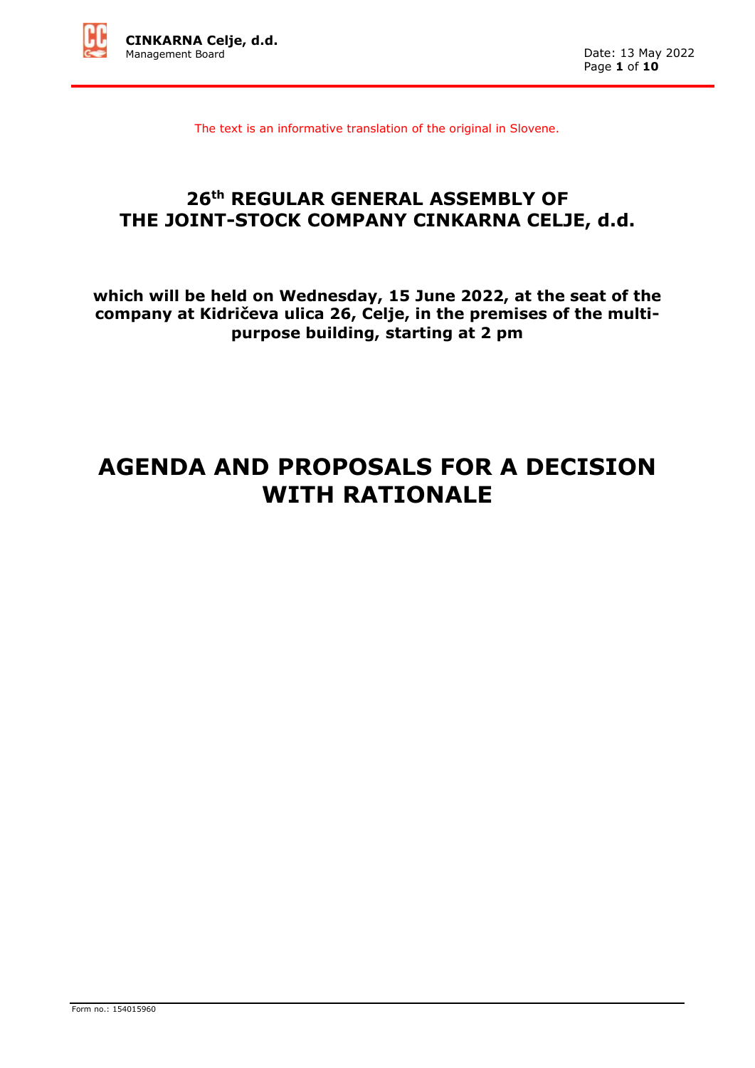The text is an informative translation of the original in Slovene.

# 26th REGULAR GENERAL ASSEMBLY OF THE JOINT-STOCK COMPANY CINKARNA CELJE, d.d.

**which will be held on Wednesday, 15 June 2022, at the seat of the company at Kidričeva ulica 26, Celje, in the premises of the multi-purpose building, starting at 2 pm**

# AGENDA AND PROPOSALS FOR A DECISION WITH RATIONALE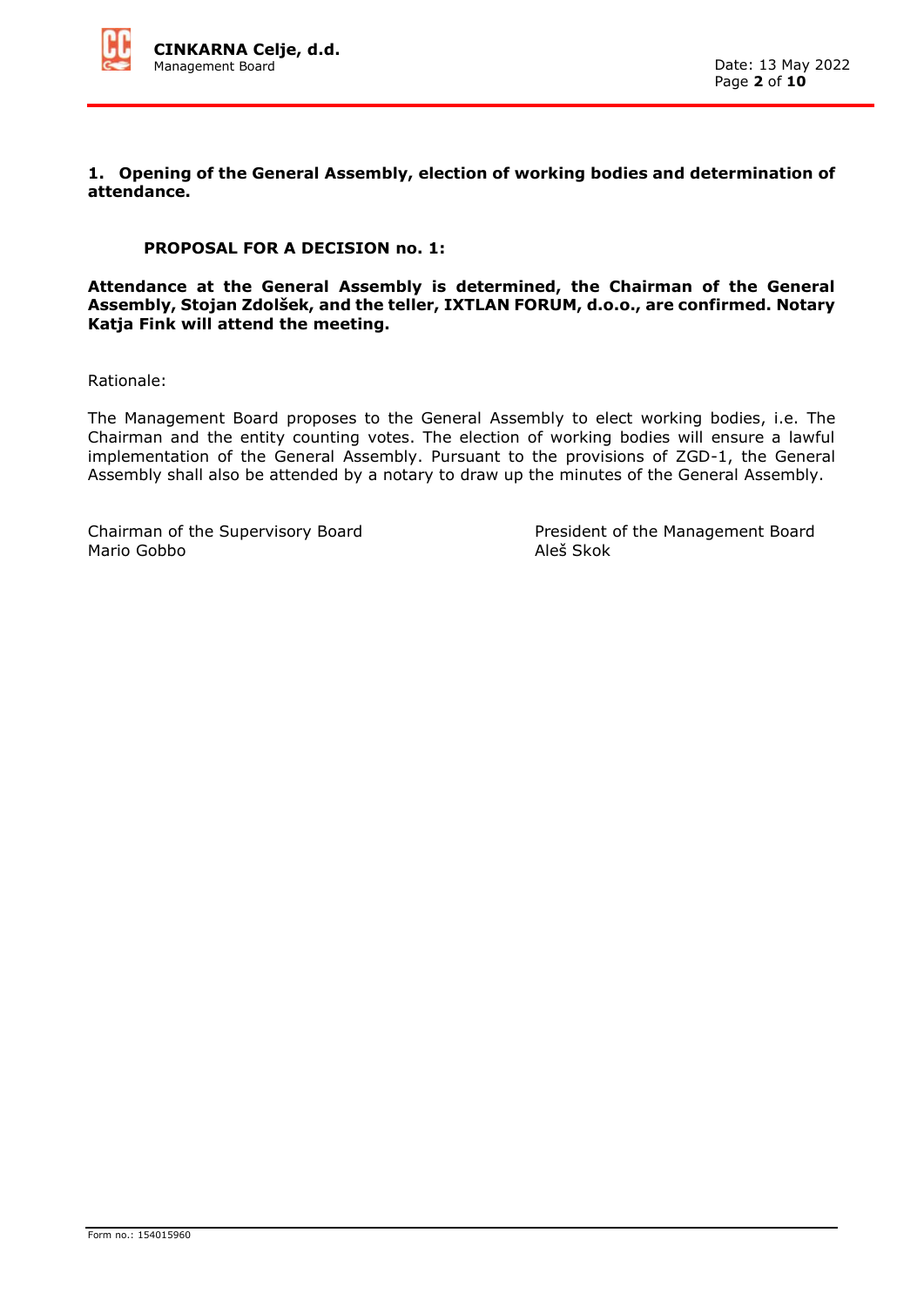## 1. Opening of the General Assembly, election of working bodies and determination of attendance.

**PROPOSAL FOR A DECISION no. 1:**

**Attendance at the General Assembly is determined, the Chairman of the General Assembly, Stojan Zdolšek, and the teller, IXTLAN FORUM, d.o.o., are confirmed. Notary Katja Fink will attend the meeting.**

Rationale:

The Management Board proposes to the General Assembly to elect working bodies, i.e. The Chairman and the entity counting votes. The election of working bodies will ensure a lawful implementation of the General Assembly. Pursuant to the provisions of ZGD-1, the General Assembly shall also be attended by a notary to draw up the minutes of the General Assembly.

Chairman of the Supervisory Board
Mario Gobbo

President of the Management Board
Aleš Skok

Form no.: 154015960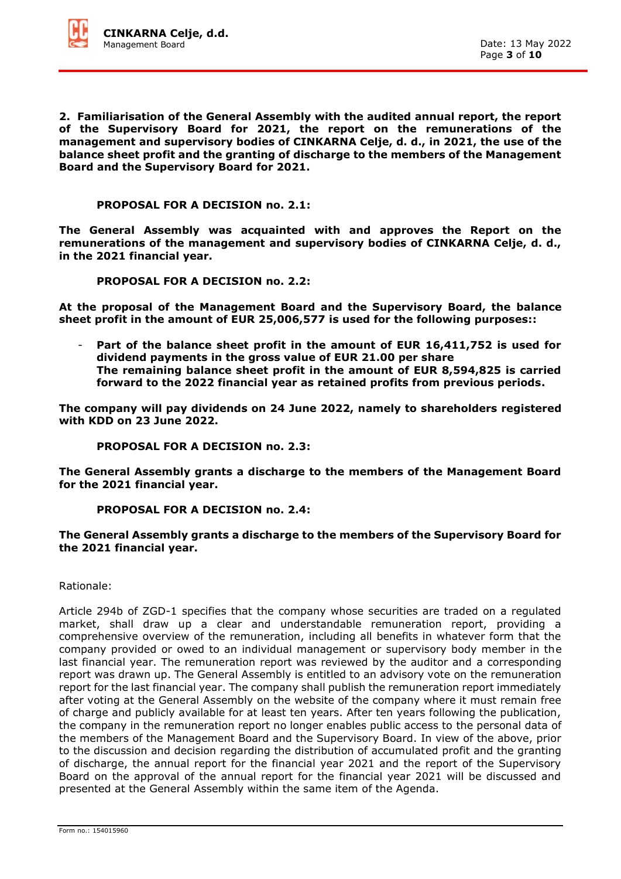**2. Familiarisation of the General Assembly with the audited annual report, the report of the Supervisory Board for 2021, the report on the remunerations of the management and supervisory bodies of CINKARNA Celje, d. d., in 2021, the use of the balance sheet profit and the granting of discharge to the members of the Management Board and the Supervisory Board for 2021.**

**PROPOSAL FOR A DECISION no. 2.1:**

**The General Assembly was acquainted with and approves the Report on the remunerations of the management and supervisory bodies of CINKARNA Celje, d. d., in the 2021 financial year.**

**PROPOSAL FOR A DECISION no. 2.2:**

**At the proposal of the Management Board and the Supervisory Board, the balance sheet profit in the amount of EUR 25,006,577 is used for the following purposes::**

- **Part of the balance sheet profit in the amount of EUR 16,411,752 is used for dividend payments in the gross value of EUR 21.00 per share**
  **The remaining balance sheet profit in the amount of EUR 8,594,825 is carried forward to the 2022 financial year as retained profits from previous periods.**

**The company will pay dividends on 24 June 2022, namely to shareholders registered with KDD on 23 June 2022.**

**PROPOSAL FOR A DECISION no. 2.3:**

**The General Assembly grants a discharge to the members of the Management Board for the 2021 financial year.**

**PROPOSAL FOR A DECISION no. 2.4:**

**The General Assembly grants a discharge to the members of the Supervisory Board for the 2021 financial year.**

Rationale:

Article 294b of ZGD-1 specifies that the company whose securities are traded on a regulated market, shall draw up a clear and understandable remuneration report, providing a comprehensive overview of the remuneration, including all benefits in whatever form that the company provided or owed to an individual management or supervisory body member in the last financial year. The remuneration report was reviewed by the auditor and a corresponding report was drawn up. The General Assembly is entitled to an advisory vote on the remuneration report for the last financial year. The company shall publish the remuneration report immediately after voting at the General Assembly on the website of the company where it must remain free of charge and publicly available for at least ten years. After ten years following the publication, the company in the remuneration report no longer enables public access to the personal data of the members of the Management Board and the Supervisory Board. In view of the above, prior to the discussion and decision regarding the distribution of accumulated profit and the granting of discharge, the annual report for the financial year 2021 and the report of the Supervisory Board on the approval of the annual report for the financial year 2021 will be discussed and presented at the General Assembly within the same item of the Agenda.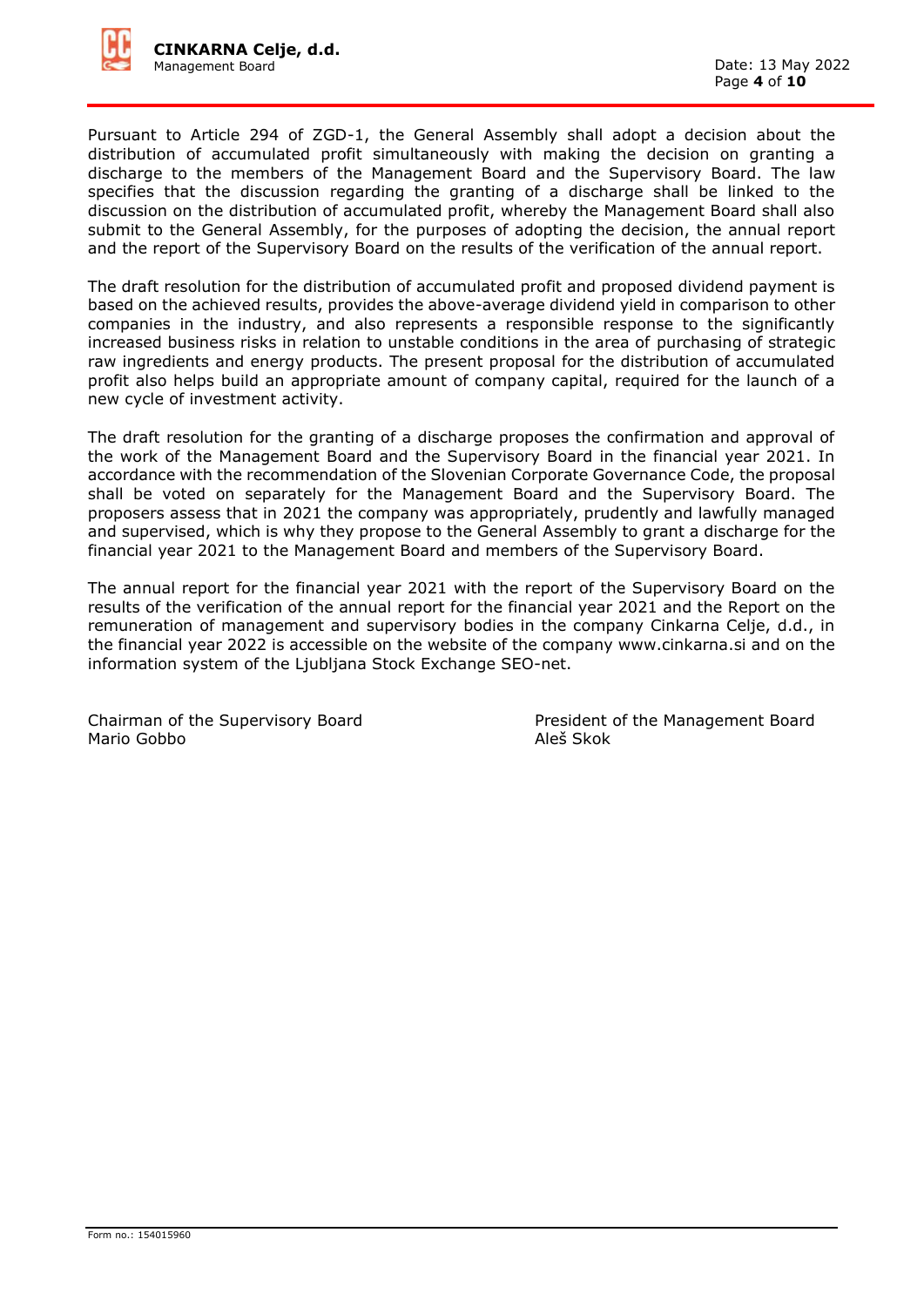Pursuant to Article 294 of ZGD-1, the General Assembly shall adopt a decision about the distribution of accumulated profit simultaneously with making the decision on granting a discharge to the members of the Management Board and the Supervisory Board. The law specifies that the discussion regarding the granting of a discharge shall be linked to the discussion on the distribution of accumulated profit, whereby the Management Board shall also submit to the General Assembly, for the purposes of adopting the decision, the annual report and the report of the Supervisory Board on the results of the verification of the annual report.

The draft resolution for the distribution of accumulated profit and proposed dividend payment is based on the achieved results, provides the above-average dividend yield in comparison to other companies in the industry, and also represents a responsible response to the significantly increased business risks in relation to unstable conditions in the area of purchasing of strategic raw ingredients and energy products. The present proposal for the distribution of accumulated profit also helps build an appropriate amount of company capital, required for the launch of a new cycle of investment activity.

The draft resolution for the granting of a discharge proposes the confirmation and approval of the work of the Management Board and the Supervisory Board in the financial year 2021. In accordance with the recommendation of the Slovenian Corporate Governance Code, the proposal shall be voted on separately for the Management Board and the Supervisory Board. The proposers assess that in 2021 the company was appropriately, prudently and lawfully managed and supervised, which is why they propose to the General Assembly to grant a discharge for the financial year 2021 to the Management Board and members of the Supervisory Board.

The annual report for the financial year 2021 with the report of the Supervisory Board on the results of the verification of the annual report for the financial year 2021 and the Report on the remuneration of management and supervisory bodies in the company Cinkarna Celje, d.d., in the financial year 2022 is accessible on the website of the company www.cinkarna.si and on the information system of the Ljubljana Stock Exchange SEO-net.

Chairman of the Supervisory Board
Mario Gobbo

President of the Management Board
Aleš Skok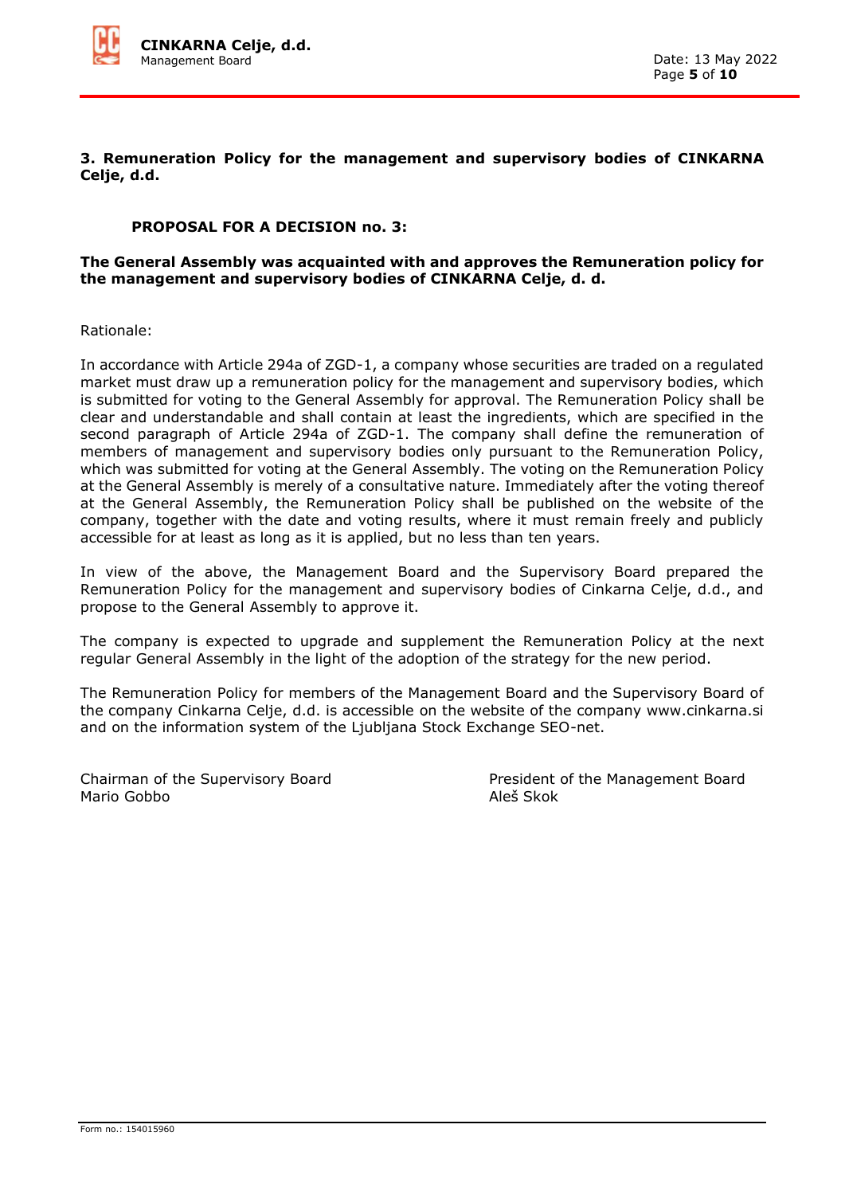## 3. Remuneration Policy for the management and supervisory bodies of CINKARNA Celje, d.d.

**PROPOSAL FOR A DECISION no. 3:**

**The General Assembly was acquainted with and approves the Remuneration policy for the management and supervisory bodies of CINKARNA Celje, d. d.**

Rationale:

In accordance with Article 294a of ZGD-1, a company whose securities are traded on a regulated market must draw up a remuneration policy for the management and supervisory bodies, which is submitted for voting to the General Assembly for approval. The Remuneration Policy shall be clear and understandable and shall contain at least the ingredients, which are specified in the second paragraph of Article 294a of ZGD-1. The company shall define the remuneration of members of management and supervisory bodies only pursuant to the Remuneration Policy, which was submitted for voting at the General Assembly. The voting on the Remuneration Policy at the General Assembly is merely of a consultative nature. Immediately after the voting thereof at the General Assembly, the Remuneration Policy shall be published on the website of the company, together with the date and voting results, where it must remain freely and publicly accessible for at least as long as it is applied, but no less than ten years.

In view of the above, the Management Board and the Supervisory Board prepared the Remuneration Policy for the management and supervisory bodies of Cinkarna Celje, d.d., and propose to the General Assembly to approve it.

The company is expected to upgrade and supplement the Remuneration Policy at the next regular General Assembly in the light of the adoption of the strategy for the new period.

The Remuneration Policy for members of the Management Board and the Supervisory Board of the company Cinkarna Celje, d.d. is accessible on the website of the company www.cinkarna.si and on the information system of the Ljubljana Stock Exchange SEO-net.

Chairman of the Supervisory Board
Mario Gobbo

President of the Management Board
Aleš Skok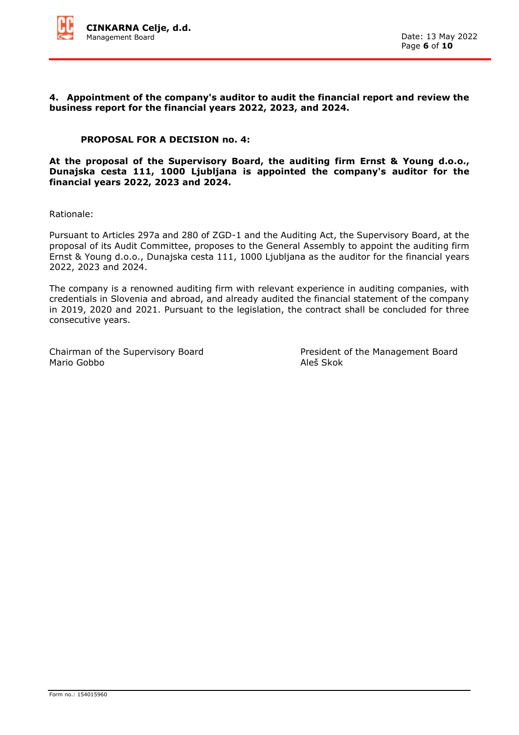## 4. Appointment of the company's auditor to audit the financial report and review the business report for the financial years 2022, 2023, and 2024.

### PROPOSAL FOR A DECISION no. 4:

**At the proposal of the Supervisory Board, the auditing firm Ernst & Young d.o.o., Dunajska cesta 111, 1000 Ljubljana is appointed the company's auditor for the financial years 2022, 2023 and 2024.**

Rationale:

Pursuant to Articles 297a and 280 of ZGD-1 and the Auditing Act, the Supervisory Board, at the proposal of its Audit Committee, proposes to the General Assembly to appoint the auditing firm Ernst & Young d.o.o., Dunajska cesta 111, 1000 Ljubljana as the auditor for the financial years 2022, 2023 and 2024.

The company is a renowned auditing firm with relevant experience in auditing companies, with credentials in Slovenia and abroad, and already audited the financial statement of the company in 2019, 2020 and 2021. Pursuant to the legislation, the contract shall be concluded for three consecutive years.

Chairman of the Supervisory Board
Mario Gobbo

President of the Management Board
Aleš Skok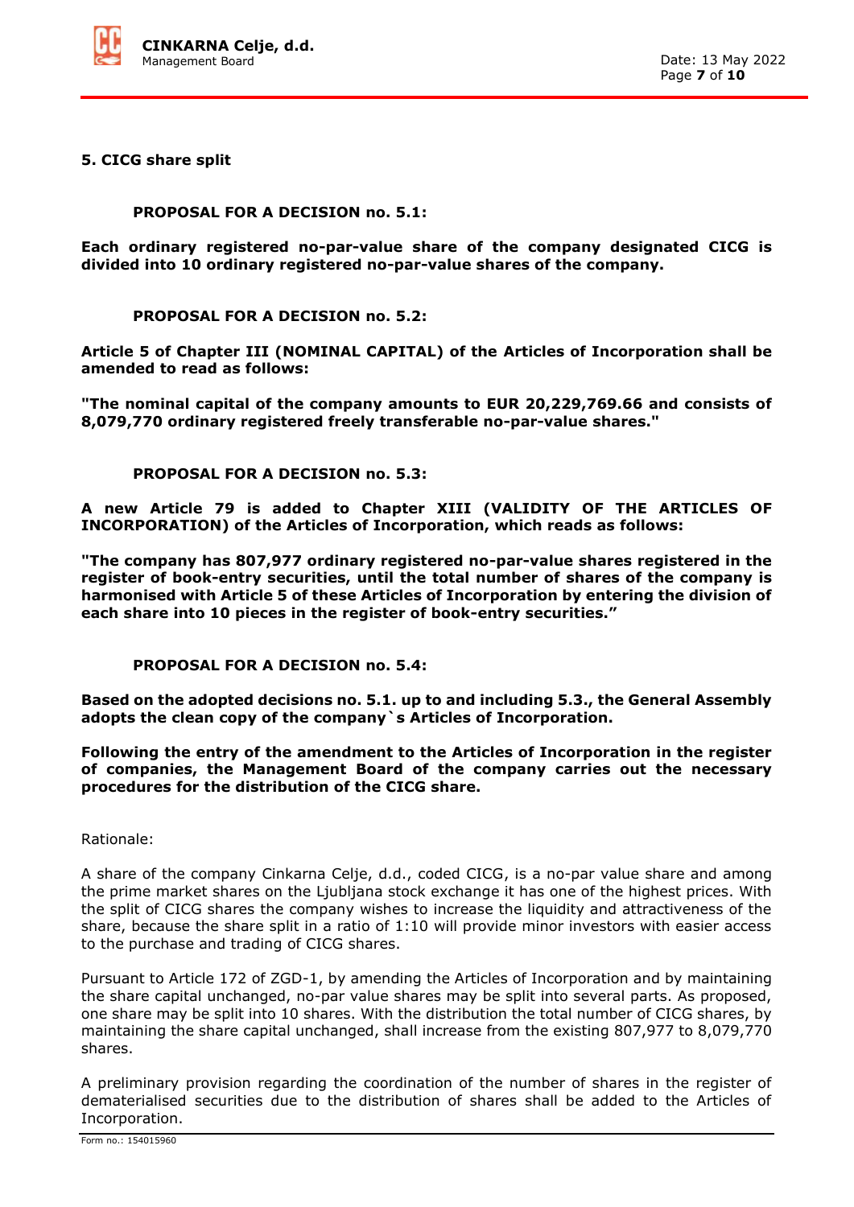**5. CICG share split**

**PROPOSAL FOR A DECISION no. 5.1:**

**Each ordinary registered no-par-value share of the company designated CICG is divided into 10 ordinary registered no-par-value shares of the company.**

**PROPOSAL FOR A DECISION no. 5.2:**

**Article 5 of Chapter III (NOMINAL CAPITAL) of the Articles of Incorporation shall be amended to read as follows:**

**"The nominal capital of the company amounts to EUR 20,229,769.66 and consists of 8,079,770 ordinary registered freely transferable no-par-value shares."**

**PROPOSAL FOR A DECISION no. 5.3:**

**A new Article 79 is added to Chapter XIII (VALIDITY OF THE ARTICLES OF INCORPORATION) of the Articles of Incorporation, which reads as follows:**

**"The company has 807,977 ordinary registered no-par-value shares registered in the register of book-entry securities, until the total number of shares of the company is harmonised with Article 5 of these Articles of Incorporation by entering the division of each share into 10 pieces in the register of book-entry securities."**

**PROPOSAL FOR A DECISION no. 5.4:**

**Based on the adopted decisions no. 5.1. up to and including 5.3., the General Assembly adopts the clean copy of the company`s Articles of Incorporation.**

**Following the entry of the amendment to the Articles of Incorporation in the register of companies, the Management Board of the company carries out the necessary procedures for the distribution of the CICG share.**

Rationale:

A share of the company Cinkarna Celje, d.d., coded CICG, is a no-par value share and among the prime market shares on the Ljubljana stock exchange it has one of the highest prices. With the split of CICG shares the company wishes to increase the liquidity and attractiveness of the share, because the share split in a ratio of 1:10 will provide minor investors with easier access to the purchase and trading of CICG shares.

Pursuant to Article 172 of ZGD-1, by amending the Articles of Incorporation and by maintaining the share capital unchanged, no-par value shares may be split into several parts. As proposed, one share may be split into 10 shares. With the distribution the total number of CICG shares, by maintaining the share capital unchanged, shall increase from the existing 807,977 to 8,079,770 shares.

A preliminary provision regarding the coordination of the number of shares in the register of dematerialised securities due to the distribution of shares shall be added to the Articles of Incorporation.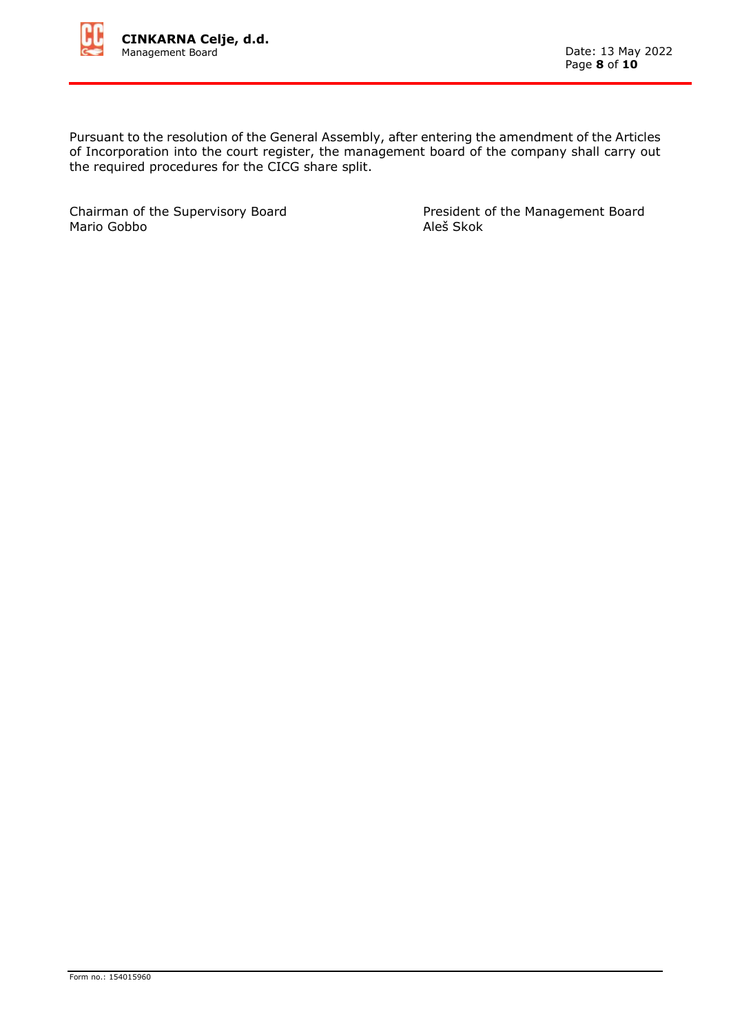Pursuant to the resolution of the General Assembly, after entering the amendment of the Articles of Incorporation into the court register, the management board of the company shall carry out the required procedures for the CICG share split.

Chairman of the Supervisory Board
Mario Gobbo

President of the Management Board
Aleš Skok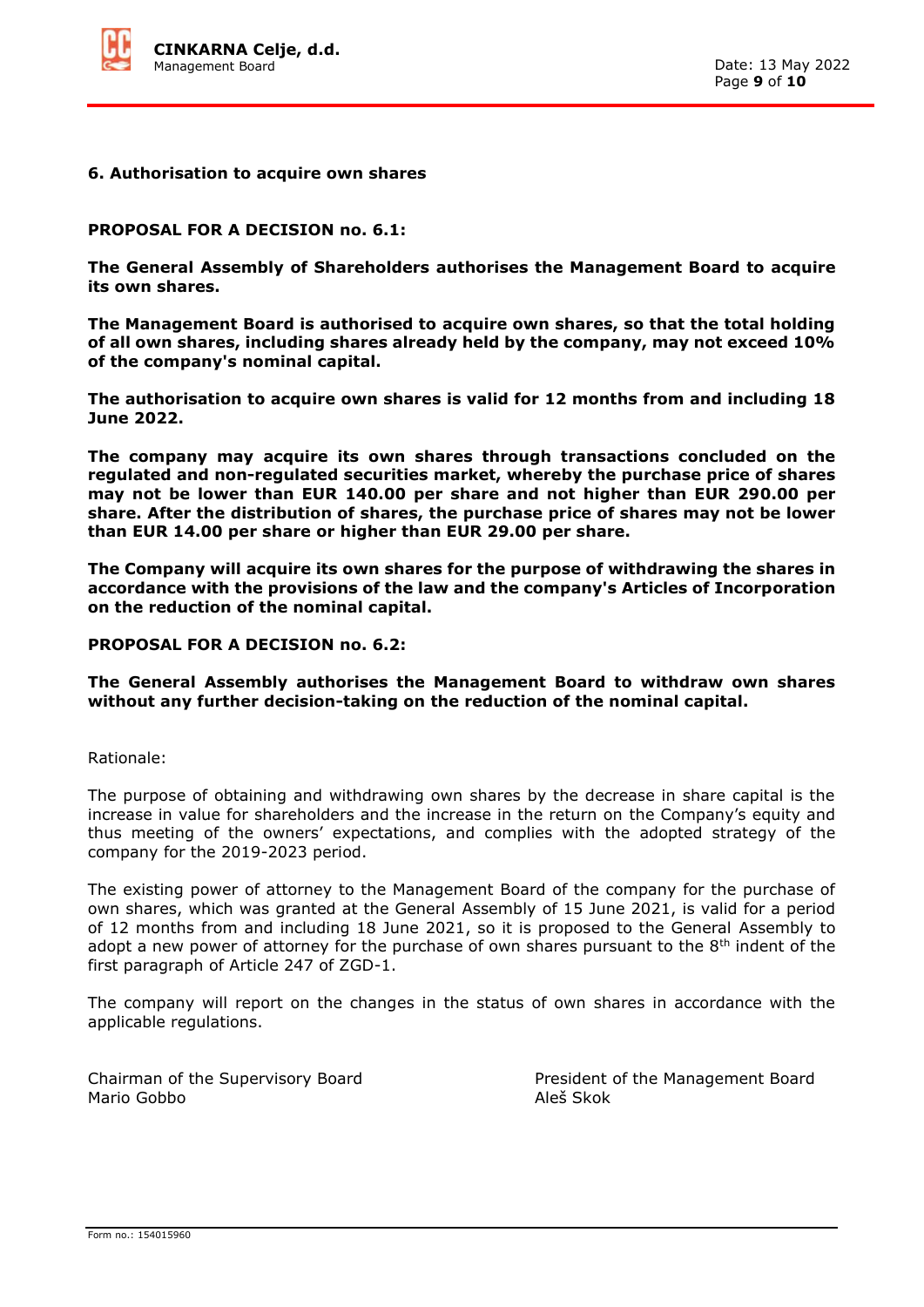## 6. Authorisation to acquire own shares

**PROPOSAL FOR A DECISION no. 6.1:**

**The General Assembly of Shareholders authorises the Management Board to acquire its own shares.**

**The Management Board is authorised to acquire own shares, so that the total holding of all own shares, including shares already held by the company, may not exceed 10% of the company's nominal capital.**

**The authorisation to acquire own shares is valid for 12 months from and including 18 June 2022.**

**The company may acquire its own shares through transactions concluded on the regulated and non-regulated securities market, whereby the purchase price of shares may not be lower than EUR 140.00 per share and not higher than EUR 290.00 per share. After the distribution of shares, the purchase price of shares may not be lower than EUR 14.00 per share or higher than EUR 29.00 per share.**

**The Company will acquire its own shares for the purpose of withdrawing the shares in accordance with the provisions of the law and the company's Articles of Incorporation on the reduction of the nominal capital.**

**PROPOSAL FOR A DECISION no. 6.2:**

**The General Assembly authorises the Management Board to withdraw own shares without any further decision-taking on the reduction of the nominal capital.**

Rationale:

The purpose of obtaining and withdrawing own shares by the decrease in share capital is the increase in value for shareholders and the increase in the return on the Company's equity and thus meeting of the owners' expectations, and complies with the adopted strategy of the company for the 2019-2023 period.

The existing power of attorney to the Management Board of the company for the purchase of own shares, which was granted at the General Assembly of 15 June 2021, is valid for a period of 12 months from and including 18 June 2021, so it is proposed to the General Assembly to adopt a new power of attorney for the purchase of own shares pursuant to the 8th indent of the first paragraph of Article 247 of ZGD-1.

The company will report on the changes in the status of own shares in accordance with the applicable regulations.

Chairman of the Supervisory Board
Mario Gobbo

President of the Management Board
Aleš Skok

Form no.: 154015960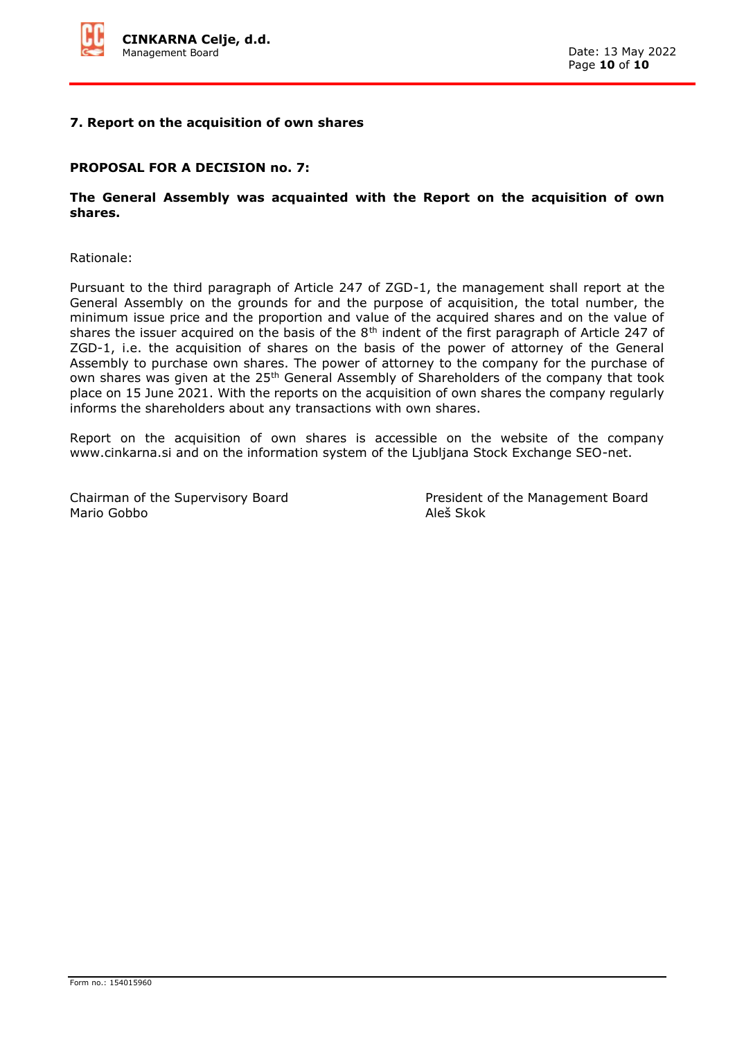## 7. Report on the acquisition of own shares

**PROPOSAL FOR A DECISION no. 7:**

**The General Assembly was acquainted with the Report on the acquisition of own shares.**

Rationale:

Pursuant to the third paragraph of Article 247 of ZGD-1, the management shall report at the General Assembly on the grounds for and the purpose of acquisition, the total number, the minimum issue price and the proportion and value of the acquired shares and on the value of shares the issuer acquired on the basis of the 8th indent of the first paragraph of Article 247 of ZGD-1, i.e. the acquisition of shares on the basis of the power of attorney of the General Assembly to purchase own shares. The power of attorney to the company for the purchase of own shares was given at the 25th General Assembly of Shareholders of the company that took place on 15 June 2021. With the reports on the acquisition of own shares the company regularly informs the shareholders about any transactions with own shares.

Report on the acquisition of own shares is accessible on the website of the company www.cinkarna.si and on the information system of the Ljubljana Stock Exchange SEO-net.

Chairman of the Supervisory Board
Mario Gobbo

President of the Management Board
Aleš Skok